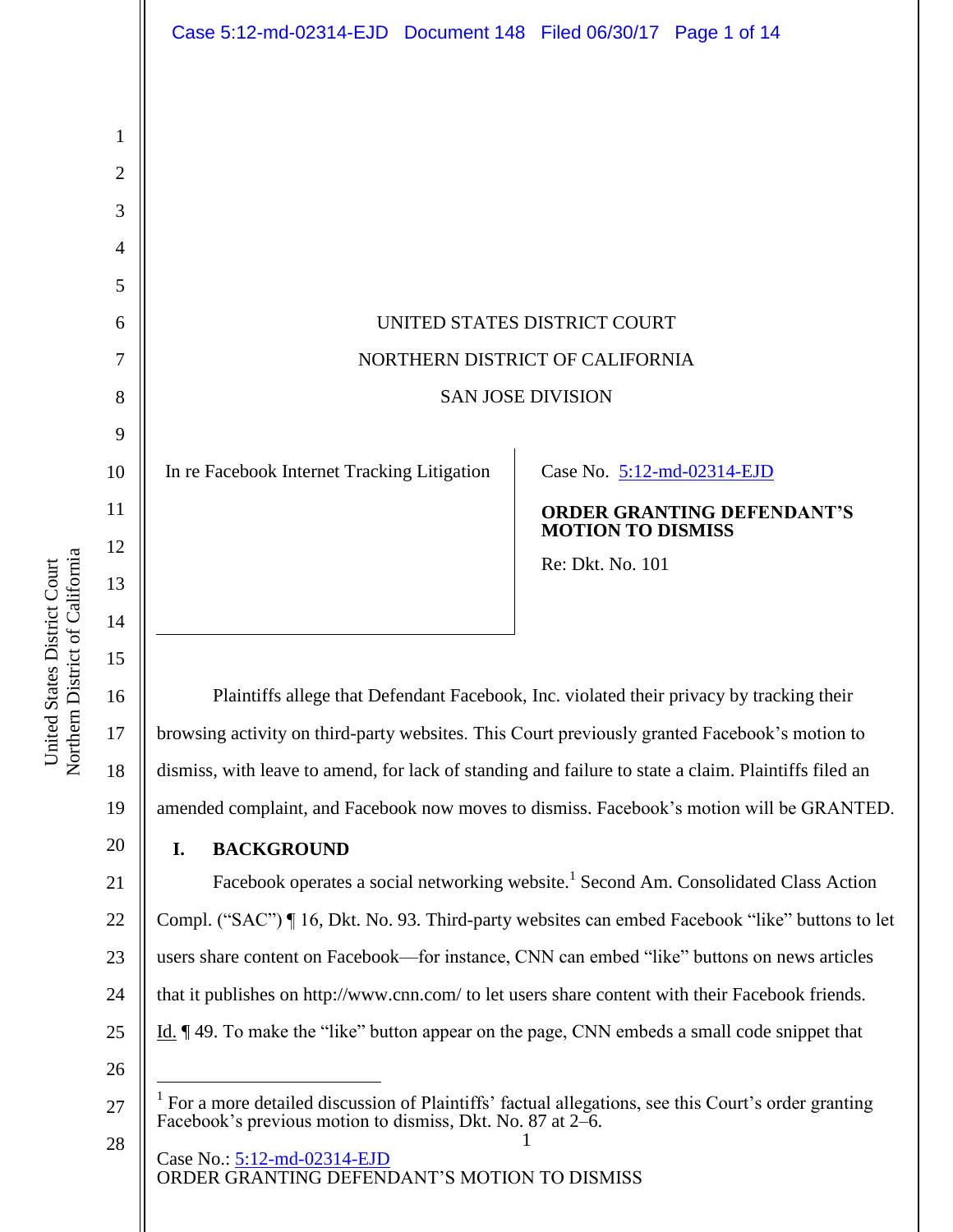UNITED STATES DISTRICT COURT

NORTHERN DISTRICT OF CALIFORNIA

SAN JOSE DIVISION

| In re Facebook Internet Tracking Litigation | Case No. 5:12-md-02314-EJD<br><br>**ORDER GRANTING DEFENDANT'S MOTION TO DISMISS**<br><br>Re: Dkt. No. 101 |
|---|---|

Plaintiffs allege that Defendant Facebook, Inc. violated their privacy by tracking their browsing activity on third-party websites. This Court previously granted Facebook's motion to dismiss, with leave to amend, for lack of standing and failure to state a claim. Plaintiffs filed an amended complaint, and Facebook now moves to dismiss. Facebook's motion will be GRANTED.

## I. BACKGROUND

Facebook operates a social networking website.[1] Second Am. Consolidated Class Action Compl. ("SAC") ¶ 16, Dkt. No. 93. Third-party websites can embed Facebook "like" buttons to let users share content on Facebook—for instance, CNN can embed "like" buttons on news articles that it publishes on http://www.cnn.com/ to let users share content with their Facebook friends. Id. ¶ 49. To make the "like" button appear on the page, CNN embeds a small code snippet that

[1] For a more detailed discussion of Plaintiffs' factual allegations, see this Court's order granting Facebook's previous motion to dismiss, Dkt. No. 87 at 2–6.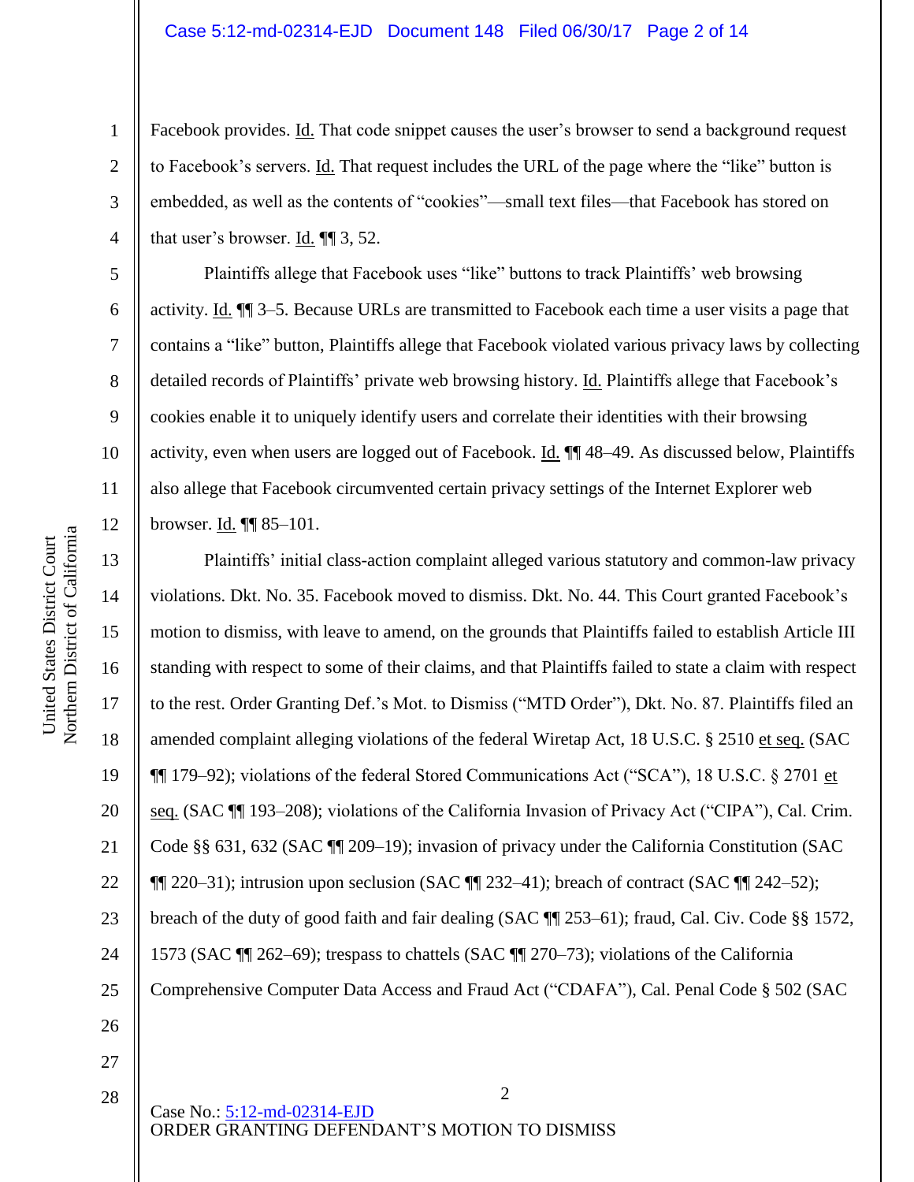Facebook provides. Id. That code snippet causes the user's browser to send a background request to Facebook's servers. Id. That request includes the URL of the page where the "like" button is embedded, as well as the contents of "cookies"—small text files—that Facebook has stored on that user's browser. Id. ¶¶ 3, 52.

Plaintiffs allege that Facebook uses "like" buttons to track Plaintiffs' web browsing activity. Id. ¶¶ 3–5. Because URLs are transmitted to Facebook each time a user visits a page that contains a "like" button, Plaintiffs allege that Facebook violated various privacy laws by collecting detailed records of Plaintiffs' private web browsing history. Id. Plaintiffs allege that Facebook's cookies enable it to uniquely identify users and correlate their identities with their browsing activity, even when users are logged out of Facebook. Id. ¶¶ 48–49. As discussed below, Plaintiffs also allege that Facebook circumvented certain privacy settings of the Internet Explorer web browser. Id. ¶¶ 85–101.

Plaintiffs' initial class-action complaint alleged various statutory and common-law privacy violations. Dkt. No. 35. Facebook moved to dismiss. Dkt. No. 44. This Court granted Facebook's motion to dismiss, with leave to amend, on the grounds that Plaintiffs failed to establish Article III standing with respect to some of their claims, and that Plaintiffs failed to state a claim with respect to the rest. Order Granting Def.'s Mot. to Dismiss ("MTD Order"), Dkt. No. 87. Plaintiffs filed an amended complaint alleging violations of the federal Wiretap Act, 18 U.S.C. § 2510 et seq. (SAC ¶¶ 179–92); violations of the federal Stored Communications Act ("SCA"), 18 U.S.C. § 2701 et seq. (SAC ¶¶ 193–208); violations of the California Invasion of Privacy Act ("CIPA"), Cal. Crim. Code §§ 631, 632 (SAC ¶¶ 209–19); invasion of privacy under the California Constitution (SAC ¶¶ 220–31); intrusion upon seclusion (SAC ¶¶ 232–41); breach of contract (SAC ¶¶ 242–52); breach of the duty of good faith and fair dealing (SAC ¶¶ 253–61); fraud, Cal. Civ. Code §§ 1572, 1573 (SAC ¶¶ 262–69); trespass to chattels (SAC ¶¶ 270–73); violations of the California Comprehensive Computer Data Access and Fraud Act ("CDAFA"), Cal. Penal Code § 502 (SAC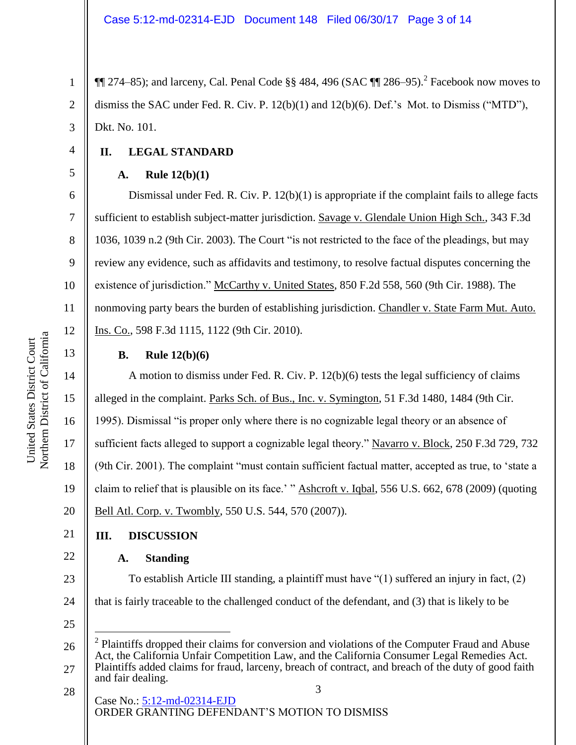¶¶ 274–85); and larceny, Cal. Penal Code §§ 484, 496 (SAC ¶¶ 286–95).[2] Facebook now moves to dismiss the SAC under Fed. R. Civ. P. 12(b)(1) and 12(b)(6). Def.'s Mot. to Dismiss ("MTD"), Dkt. No. 101.

## II. LEGAL STANDARD

### A. Rule 12(b)(1)

Dismissal under Fed. R. Civ. P. 12(b)(1) is appropriate if the complaint fails to allege facts sufficient to establish subject-matter jurisdiction. Savage v. Glendale Union High Sch., 343 F.3d 1036, 1039 n.2 (9th Cir. 2003). The Court "is not restricted to the face of the pleadings, but may review any evidence, such as affidavits and testimony, to resolve factual disputes concerning the existence of jurisdiction." McCarthy v. United States, 850 F.2d 558, 560 (9th Cir. 1988). The nonmoving party bears the burden of establishing jurisdiction. Chandler v. State Farm Mut. Auto. Ins. Co., 598 F.3d 1115, 1122 (9th Cir. 2010).

### B. Rule 12(b)(6)

A motion to dismiss under Fed. R. Civ. P. 12(b)(6) tests the legal sufficiency of claims alleged in the complaint. Parks Sch. of Bus., Inc. v. Symington, 51 F.3d 1480, 1484 (9th Cir. 1995). Dismissal "is proper only where there is no cognizable legal theory or an absence of sufficient facts alleged to support a cognizable legal theory." Navarro v. Block, 250 F.3d 729, 732 (9th Cir. 2001). The complaint "must contain sufficient factual matter, accepted as true, to 'state a claim to relief that is plausible on its face.' " Ashcroft v. Iqbal, 556 U.S. 662, 678 (2009) (quoting Bell Atl. Corp. v. Twombly, 550 U.S. 544, 570 (2007)).

## III. DISCUSSION

### A. Standing

To establish Article III standing, a plaintiff must have "(1) suffered an injury in fact, (2) that is fairly traceable to the challenged conduct of the defendant, and (3) that is likely to be

---

[2] Plaintiffs dropped their claims for conversion and violations of the Computer Fraud and Abuse Act, the California Unfair Competition Law, and the California Consumer Legal Remedies Act. Plaintiffs added claims for fraud, larceny, breach of contract, and breach of the duty of good faith and fair dealing.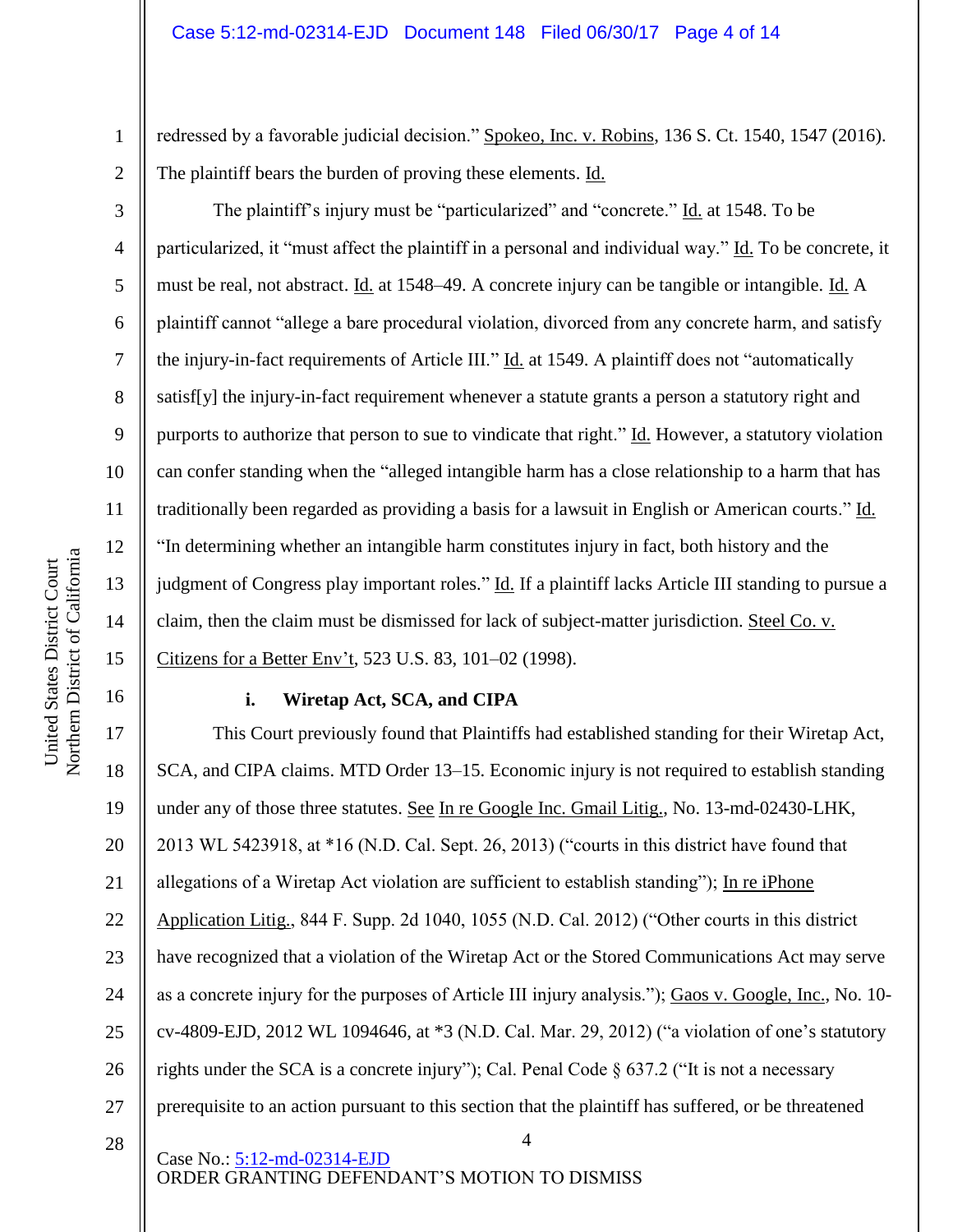redressed by a favorable judicial decision." Spokeo, Inc. v. Robins, 136 S. Ct. 1540, 1547 (2016). The plaintiff bears the burden of proving these elements. Id.

The plaintiff's injury must be "particularized" and "concrete." Id. at 1548. To be particularized, it "must affect the plaintiff in a personal and individual way." Id. To be concrete, it must be real, not abstract. Id. at 1548–49. A concrete injury can be tangible or intangible. Id. A plaintiff cannot "allege a bare procedural violation, divorced from any concrete harm, and satisfy the injury-in-fact requirements of Article III." Id. at 1549. A plaintiff does not "automatically satisf[y] the injury-in-fact requirement whenever a statute grants a person a statutory right and purports to authorize that person to sue to vindicate that right." Id. However, a statutory violation can confer standing when the "alleged intangible harm has a close relationship to a harm that has traditionally been regarded as providing a basis for a lawsuit in English or American courts." Id. "In determining whether an intangible harm constitutes injury in fact, both history and the judgment of Congress play important roles." Id. If a plaintiff lacks Article III standing to pursue a claim, then the claim must be dismissed for lack of subject-matter jurisdiction. Steel Co. v. Citizens for a Better Env't, 523 U.S. 83, 101–02 (1998).

**i. Wiretap Act, SCA, and CIPA**

This Court previously found that Plaintiffs had established standing for their Wiretap Act, SCA, and CIPA claims. MTD Order 13–15. Economic injury is not required to establish standing under any of those three statutes. See In re Google Inc. Gmail Litig., No. 13-md-02430-LHK, 2013 WL 5423918, at *16 (N.D. Cal. Sept. 26, 2013) ("courts in this district have found that allegations of a Wiretap Act violation are sufficient to establish standing"); In re iPhone Application Litig., 844 F. Supp. 2d 1040, 1055 (N.D. Cal. 2012) ("Other courts in this district have recognized that a violation of the Wiretap Act or the Stored Communications Act may serve as a concrete injury for the purposes of Article III injury analysis."); Gaos v. Google, Inc., No. 10-cv-4809-EJD, 2012 WL 1094646, at *3 (N.D. Cal. Mar. 29, 2012) ("a violation of one's statutory rights under the SCA is a concrete injury"); Cal. Penal Code § 637.2 ("It is not a necessary prerequisite to an action pursuant to this section that the plaintiff has suffered, or be threatened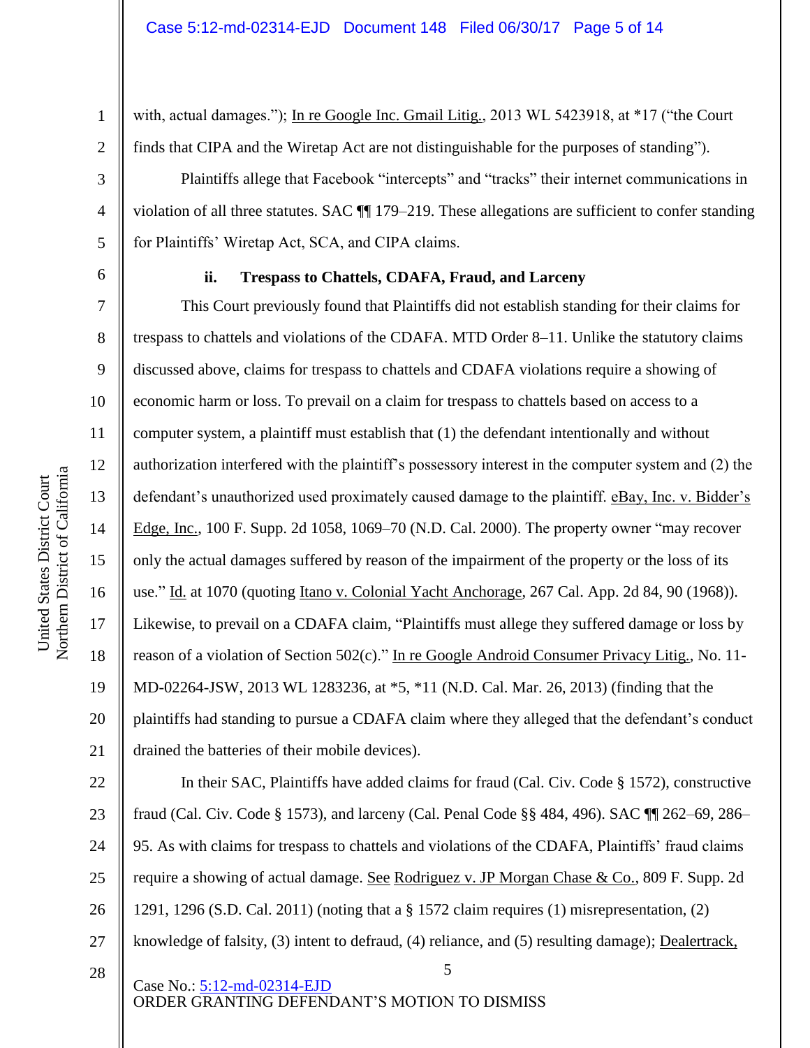with, actual damages."); In re Google Inc. Gmail Litig., 2013 WL 5423918, at *17 ("the Court finds that CIPA and the Wiretap Act are not distinguishable for the purposes of standing").

Plaintiffs allege that Facebook "intercepts" and "tracks" their internet communications in violation of all three statutes. SAC ¶¶ 179–219. These allegations are sufficient to confer standing for Plaintiffs' Wiretap Act, SCA, and CIPA claims.

**ii. Trespass to Chattels, CDAFA, Fraud, and Larceny**

This Court previously found that Plaintiffs did not establish standing for their claims for trespass to chattels and violations of the CDAFA. MTD Order 8–11. Unlike the statutory claims discussed above, claims for trespass to chattels and CDAFA violations require a showing of economic harm or loss. To prevail on a claim for trespass to chattels based on access to a computer system, a plaintiff must establish that (1) the defendant intentionally and without authorization interfered with the plaintiff's possessory interest in the computer system and (2) the defendant's unauthorized used proximately caused damage to the plaintiff. eBay, Inc. v. Bidder's Edge, Inc., 100 F. Supp. 2d 1058, 1069–70 (N.D. Cal. 2000). The property owner "may recover only the actual damages suffered by reason of the impairment of the property or the loss of its use." Id. at 1070 (quoting Itano v. Colonial Yacht Anchorage, 267 Cal. App. 2d 84, 90 (1968)). Likewise, to prevail on a CDAFA claim, "Plaintiffs must allege they suffered damage or loss by reason of a violation of Section 502(c)." In re Google Android Consumer Privacy Litig., No. 11-MD-02264-JSW, 2013 WL 1283236, at *5, *11 (N.D. Cal. Mar. 26, 2013) (finding that the plaintiffs had standing to pursue a CDAFA claim where they alleged that the defendant's conduct drained the batteries of their mobile devices).

In their SAC, Plaintiffs have added claims for fraud (Cal. Civ. Code § 1572), constructive fraud (Cal. Civ. Code § 1573), and larceny (Cal. Penal Code §§ 484, 496). SAC ¶¶ 262–69, 286–95. As with claims for trespass to chattels and violations of the CDAFA, Plaintiffs' fraud claims require a showing of actual damage. See Rodriguez v. JP Morgan Chase & Co., 809 F. Supp. 2d 1291, 1296 (S.D. Cal. 2011) (noting that a § 1572 claim requires (1) misrepresentation, (2) knowledge of falsity, (3) intent to defraud, (4) reliance, and (5) resulting damage); Dealertrack,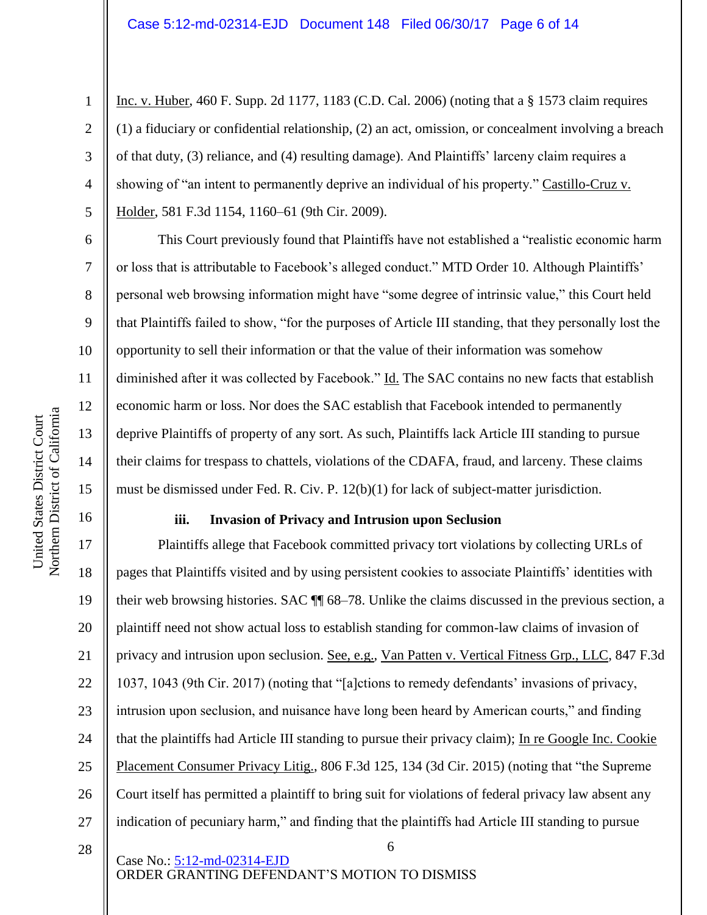Inc. v. Huber, 460 F. Supp. 2d 1177, 1183 (C.D. Cal. 2006) (noting that a § 1573 claim requires (1) a fiduciary or confidential relationship, (2) an act, omission, or concealment involving a breach of that duty, (3) reliance, and (4) resulting damage). And Plaintiffs' larceny claim requires a showing of "an intent to permanently deprive an individual of his property." Castillo-Cruz v. Holder, 581 F.3d 1154, 1160–61 (9th Cir. 2009).

This Court previously found that Plaintiffs have not established a "realistic economic harm or loss that is attributable to Facebook's alleged conduct." MTD Order 10. Although Plaintiffs' personal web browsing information might have "some degree of intrinsic value," this Court held that Plaintiffs failed to show, "for the purposes of Article III standing, that they personally lost the opportunity to sell their information or that the value of their information was somehow diminished after it was collected by Facebook." Id. The SAC contains no new facts that establish economic harm or loss. Nor does the SAC establish that Facebook intended to permanently deprive Plaintiffs of property of any sort. As such, Plaintiffs lack Article III standing to pursue their claims for trespass to chattels, violations of the CDAFA, fraud, and larceny. These claims must be dismissed under Fed. R. Civ. P. 12(b)(1) for lack of subject-matter jurisdiction.

**iii. Invasion of Privacy and Intrusion upon Seclusion**

Plaintiffs allege that Facebook committed privacy tort violations by collecting URLs of pages that Plaintiffs visited and by using persistent cookies to associate Plaintiffs' identities with their web browsing histories. SAC ¶¶ 68–78. Unlike the claims discussed in the previous section, a plaintiff need not show actual loss to establish standing for common-law claims of invasion of privacy and intrusion upon seclusion. See, e.g., Van Patten v. Vertical Fitness Grp., LLC, 847 F.3d 1037, 1043 (9th Cir. 2017) (noting that "[a]ctions to remedy defendants' invasions of privacy, intrusion upon seclusion, and nuisance have long been heard by American courts," and finding that the plaintiffs had Article III standing to pursue their privacy claim); In re Google Inc. Cookie Placement Consumer Privacy Litig., 806 F.3d 125, 134 (3d Cir. 2015) (noting that "the Supreme Court itself has permitted a plaintiff to bring suit for violations of federal privacy law absent any indication of pecuniary harm," and finding that the plaintiffs had Article III standing to pursue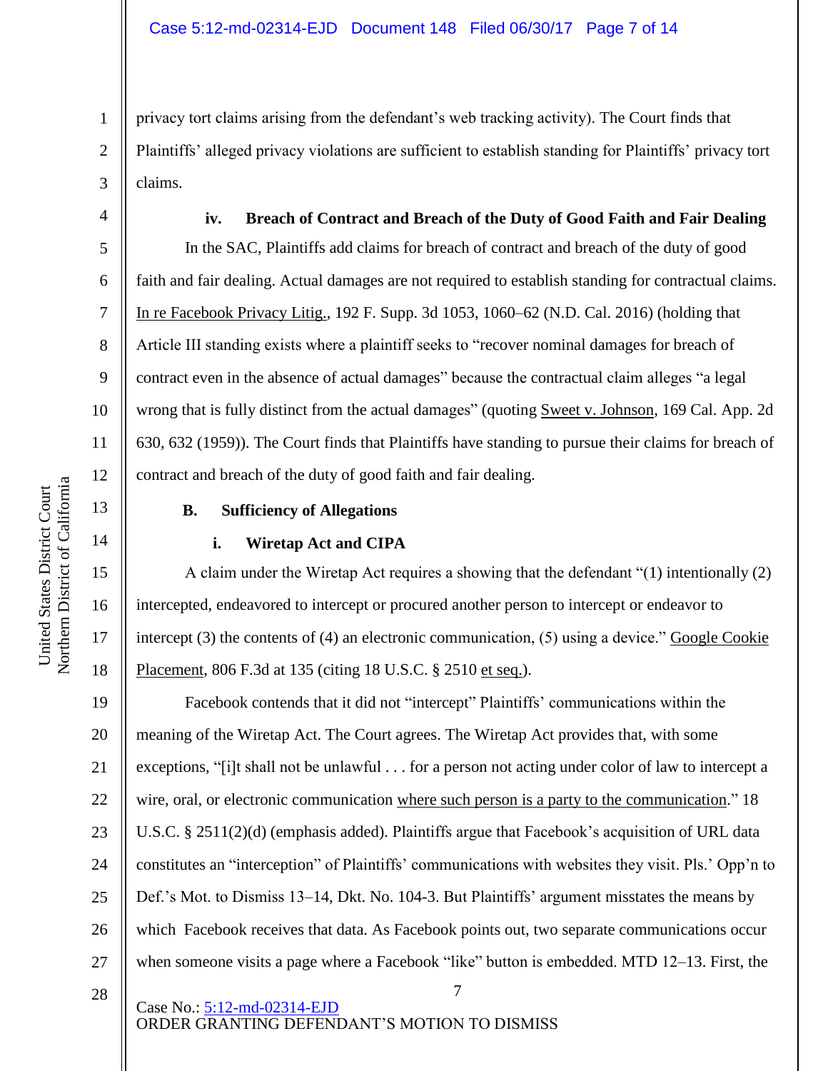privacy tort claims arising from the defendant's web tracking activity). The Court finds that Plaintiffs' alleged privacy violations are sufficient to establish standing for Plaintiffs' privacy tort claims.

#### iv. Breach of Contract and Breach of the Duty of Good Faith and Fair Dealing

In the SAC, Plaintiffs add claims for breach of contract and breach of the duty of good faith and fair dealing. Actual damages are not required to establish standing for contractual claims. In re Facebook Privacy Litig., 192 F. Supp. 3d 1053, 1060–62 (N.D. Cal. 2016) (holding that Article III standing exists where a plaintiff seeks to "recover nominal damages for breach of contract even in the absence of actual damages" because the contractual claim alleges "a legal wrong that is fully distinct from the actual damages" (quoting Sweet v. Johnson, 169 Cal. App. 2d 630, 632 (1959)). The Court finds that Plaintiffs have standing to pursue their claims for breach of contract and breach of the duty of good faith and fair dealing.

### B. Sufficiency of Allegations

#### i. Wiretap Act and CIPA

A claim under the Wiretap Act requires a showing that the defendant "(1) intentionally (2) intercepted, endeavored to intercept or procured another person to intercept or endeavor to intercept (3) the contents of (4) an electronic communication, (5) using a device." Google Cookie Placement, 806 F.3d at 135 (citing 18 U.S.C. § 2510 et seq.).

Facebook contends that it did not "intercept" Plaintiffs' communications within the meaning of the Wiretap Act. The Court agrees. The Wiretap Act provides that, with some exceptions, "[i]t shall not be unlawful . . . for a person not acting under color of law to intercept a wire, oral, or electronic communication where such person is a party to the communication." 18 U.S.C. § 2511(2)(d) (emphasis added). Plaintiffs argue that Facebook's acquisition of URL data constitutes an "interception" of Plaintiffs' communications with websites they visit. Pls.' Opp'n to Def.'s Mot. to Dismiss 13–14, Dkt. No. 104-3. But Plaintiffs' argument misstates the means by which Facebook receives that data. As Facebook points out, two separate communications occur when someone visits a page where a Facebook "like" button is embedded. MTD 12–13. First, the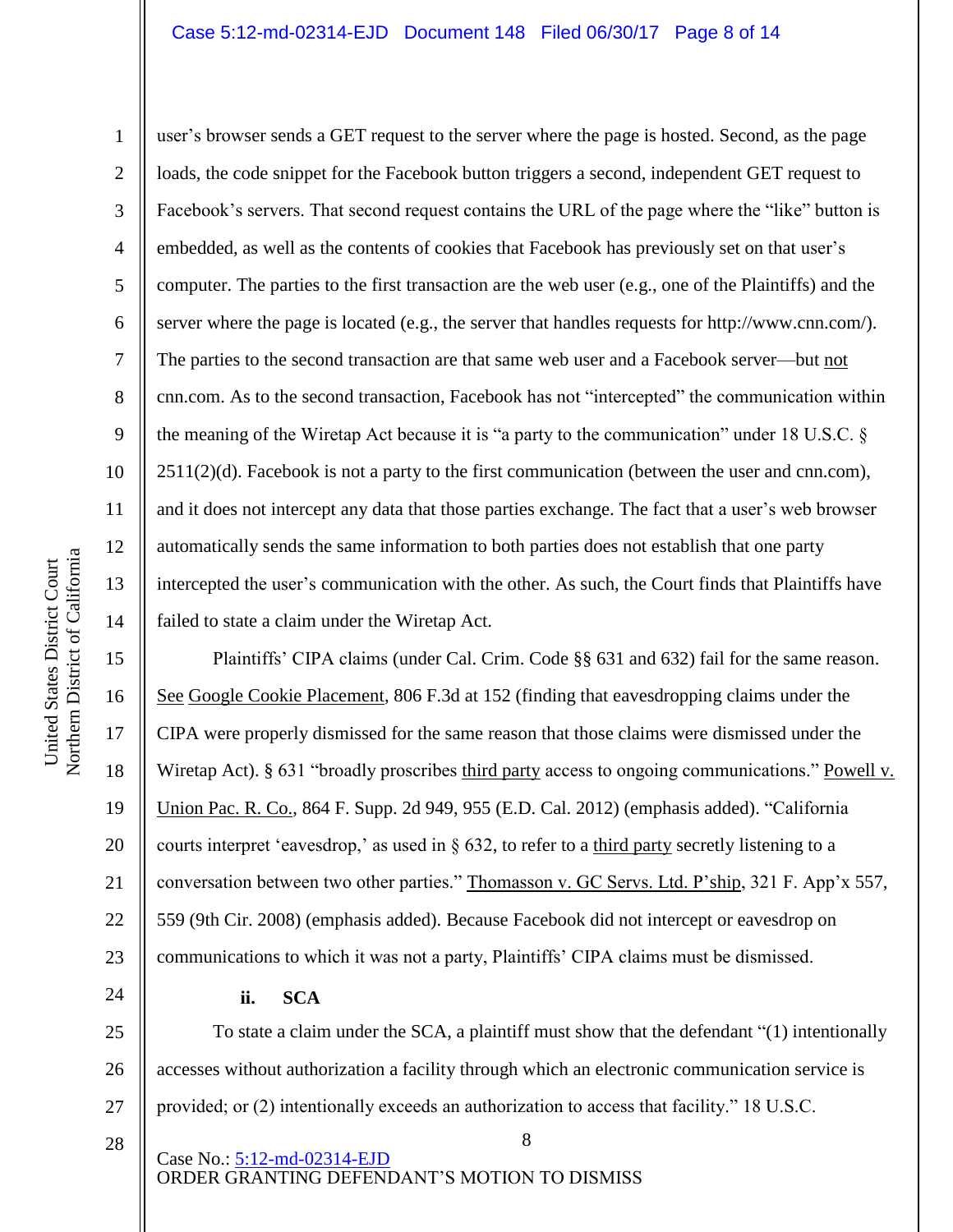user's browser sends a GET request to the server where the page is hosted. Second, as the page loads, the code snippet for the Facebook button triggers a second, independent GET request to Facebook's servers. That second request contains the URL of the page where the "like" button is embedded, as well as the contents of cookies that Facebook has previously set on that user's computer. The parties to the first transaction are the web user (e.g., one of the Plaintiffs) and the server where the page is located (e.g., the server that handles requests for http://www.cnn.com/). The parties to the second transaction are that same web user and a Facebook server—but not cnn.com. As to the second transaction, Facebook has not "intercepted" the communication within the meaning of the Wiretap Act because it is "a party to the communication" under 18 U.S.C. § 2511(2)(d). Facebook is not a party to the first communication (between the user and cnn.com), and it does not intercept any data that those parties exchange. The fact that a user's web browser automatically sends the same information to both parties does not establish that one party intercepted the user's communication with the other. As such, the Court finds that Plaintiffs have failed to state a claim under the Wiretap Act.

Plaintiffs' CIPA claims (under Cal. Crim. Code §§ 631 and 632) fail for the same reason. See Google Cookie Placement, 806 F.3d at 152 (finding that eavesdropping claims under the CIPA were properly dismissed for the same reason that those claims were dismissed under the Wiretap Act). § 631 "broadly proscribes third party access to ongoing communications." Powell v. Union Pac. R. Co., 864 F. Supp. 2d 949, 955 (E.D. Cal. 2012) (emphasis added). "California courts interpret 'eavesdrop,' as used in § 632, to refer to a third party secretly listening to a conversation between two other parties." Thomasson v. GC Servs. Ltd. P'ship, 321 F. App'x 557, 559 (9th Cir. 2008) (emphasis added). Because Facebook did not intercept or eavesdrop on communications to which it was not a party, Plaintiffs' CIPA claims must be dismissed.

**ii. SCA**

To state a claim under the SCA, a plaintiff must show that the defendant "(1) intentionally accesses without authorization a facility through which an electronic communication service is provided; or (2) intentionally exceeds an authorization to access that facility." 18 U.S.C.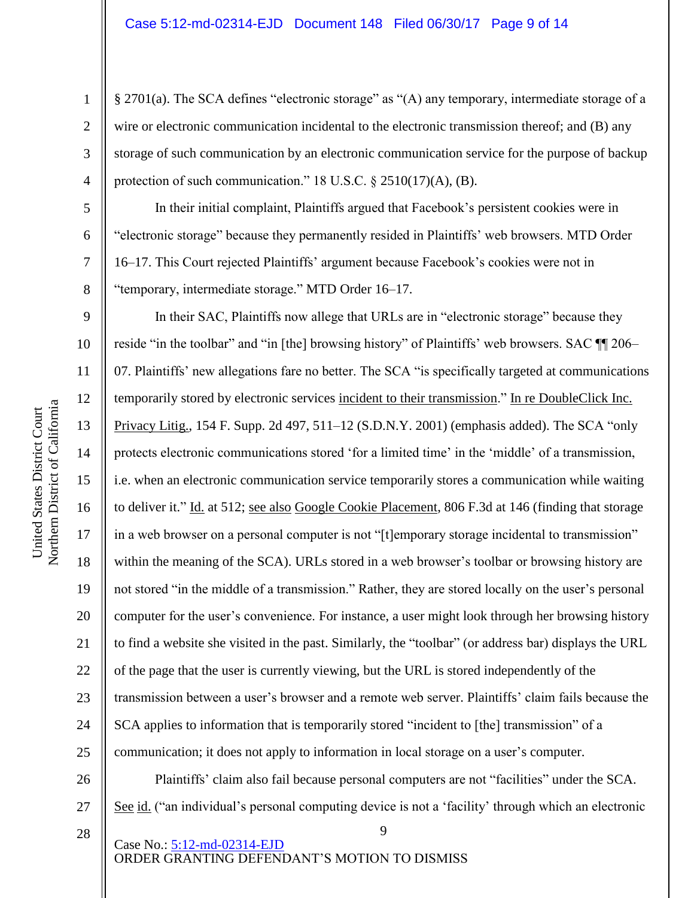§ 2701(a). The SCA defines "electronic storage" as "(A) any temporary, intermediate storage of a wire or electronic communication incidental to the electronic transmission thereof; and (B) any storage of such communication by an electronic communication service for the purpose of backup protection of such communication." 18 U.S.C. § 2510(17)(A), (B).

In their initial complaint, Plaintiffs argued that Facebook's persistent cookies were in "electronic storage" because they permanently resided in Plaintiffs' web browsers. MTD Order 16–17. This Court rejected Plaintiffs' argument because Facebook's cookies were not in "temporary, intermediate storage." MTD Order 16–17.

In their SAC, Plaintiffs now allege that URLs are in "electronic storage" because they reside "in the toolbar" and "in [the] browsing history" of Plaintiffs' web browsers. SAC ¶¶ 206–07. Plaintiffs' new allegations fare no better. The SCA "is specifically targeted at communications temporarily stored by electronic services incident to their transmission." In re DoubleClick Inc. Privacy Litig., 154 F. Supp. 2d 497, 511–12 (S.D.N.Y. 2001) (emphasis added). The SCA "only protects electronic communications stored 'for a limited time' in the 'middle' of a transmission, i.e. when an electronic communication service temporarily stores a communication while waiting to deliver it." Id. at 512; see also Google Cookie Placement, 806 F.3d at 146 (finding that storage in a web browser on a personal computer is not "[t]emporary storage incidental to transmission" within the meaning of the SCA). URLs stored in a web browser's toolbar or browsing history are not stored "in the middle of a transmission." Rather, they are stored locally on the user's personal computer for the user's convenience. For instance, a user might look through her browsing history to find a website she visited in the past. Similarly, the "toolbar" (or address bar) displays the URL of the page that the user is currently viewing, but the URL is stored independently of the transmission between a user's browser and a remote web server. Plaintiffs' claim fails because the SCA applies to information that is temporarily stored "incident to [the] transmission" of a communication; it does not apply to information in local storage on a user's computer.

Plaintiffs' claim also fail because personal computers are not "facilities" under the SCA. See id. ("an individual's personal computing device is not a 'facility' through which an electronic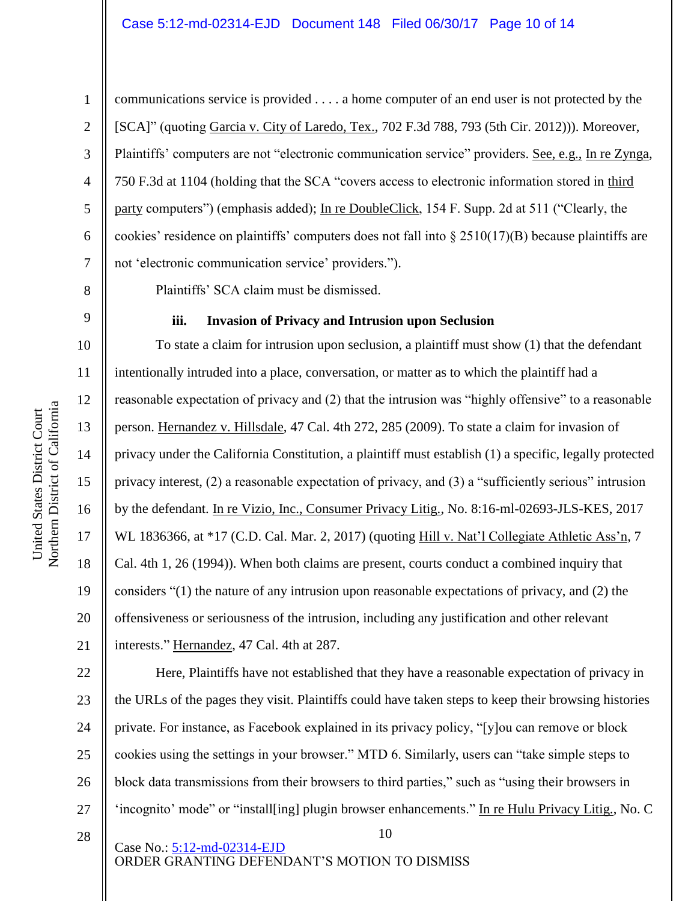communications service is provided . . . . a home computer of an end user is not protected by the [SCA]" (quoting Garcia v. City of Laredo, Tex., 702 F.3d 788, 793 (5th Cir. 2012))). Moreover, Plaintiffs' computers are not "electronic communication service" providers. See, e.g., In re Zynga, 750 F.3d at 1104 (holding that the SCA "covers access to electronic information stored in third party computers") (emphasis added); In re DoubleClick, 154 F. Supp. 2d at 511 ("Clearly, the cookies' residence on plaintiffs' computers does not fall into § 2510(17)(B) because plaintiffs are not 'electronic communication service' providers.").

Plaintiffs' SCA claim must be dismissed.

**iii. Invasion of Privacy and Intrusion upon Seclusion**

To state a claim for intrusion upon seclusion, a plaintiff must show (1) that the defendant intentionally intruded into a place, conversation, or matter as to which the plaintiff had a reasonable expectation of privacy and (2) that the intrusion was "highly offensive" to a reasonable person. Hernandez v. Hillsdale, 47 Cal. 4th 272, 285 (2009). To state a claim for invasion of privacy under the California Constitution, a plaintiff must establish (1) a specific, legally protected privacy interest, (2) a reasonable expectation of privacy, and (3) a "sufficiently serious" intrusion by the defendant. In re Vizio, Inc., Consumer Privacy Litig., No. 8:16-ml-02693-JLS-KES, 2017 WL 1836366, at *17 (C.D. Cal. Mar. 2, 2017) (quoting Hill v. Nat'l Collegiate Athletic Ass'n, 7 Cal. 4th 1, 26 (1994)). When both claims are present, courts conduct a combined inquiry that considers "(1) the nature of any intrusion upon reasonable expectations of privacy, and (2) the offensiveness or seriousness of the intrusion, including any justification and other relevant interests." Hernandez, 47 Cal. 4th at 287.

Here, Plaintiffs have not established that they have a reasonable expectation of privacy in the URLs of the pages they visit. Plaintiffs could have taken steps to keep their browsing histories private. For instance, as Facebook explained in its privacy policy, "[y]ou can remove or block cookies using the settings in your browser." MTD 6. Similarly, users can "take simple steps to block data transmissions from their browsers to third parties," such as "using their browsers in 'incognito' mode" or "install[ing] plugin browser enhancements." In re Hulu Privacy Litig., No. C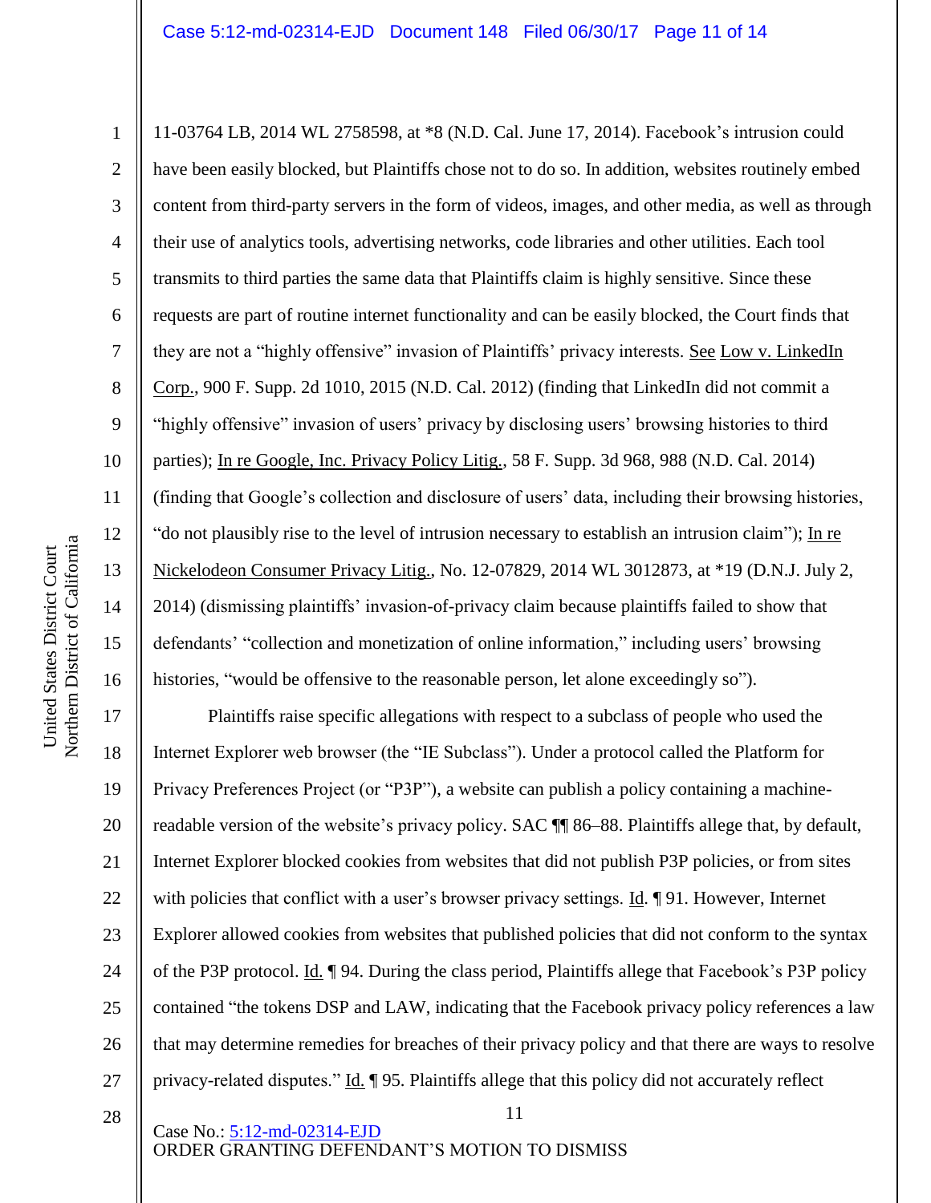11-03764 LB, 2014 WL 2758598, at *8 (N.D. Cal. June 17, 2014). Facebook's intrusion could have been easily blocked, but Plaintiffs chose not to do so. In addition, websites routinely embed content from third-party servers in the form of videos, images, and other media, as well as through their use of analytics tools, advertising networks, code libraries and other utilities. Each tool transmits to third parties the same data that Plaintiffs claim is highly sensitive. Since these requests are part of routine internet functionality and can be easily blocked, the Court finds that they are not a "highly offensive" invasion of Plaintiffs' privacy interests. See Low v. LinkedIn Corp., 900 F. Supp. 2d 1010, 2015 (N.D. Cal. 2012) (finding that LinkedIn did not commit a "highly offensive" invasion of users' privacy by disclosing users' browsing histories to third parties); In re Google, Inc. Privacy Policy Litig., 58 F. Supp. 3d 968, 988 (N.D. Cal. 2014) (finding that Google's collection and disclosure of users' data, including their browsing histories, "do not plausibly rise to the level of intrusion necessary to establish an intrusion claim"); In re Nickelodeon Consumer Privacy Litig., No. 12-07829, 2014 WL 3012873, at *19 (D.N.J. July 2, 2014) (dismissing plaintiffs' invasion-of-privacy claim because plaintiffs failed to show that defendants' "collection and monetization of online information," including users' browsing histories, "would be offensive to the reasonable person, let alone exceedingly so").

Plaintiffs raise specific allegations with respect to a subclass of people who used the Internet Explorer web browser (the "IE Subclass"). Under a protocol called the Platform for Privacy Preferences Project (or "P3P"), a website can publish a policy containing a machine-readable version of the website's privacy policy. SAC ¶¶ 86–88. Plaintiffs allege that, by default, Internet Explorer blocked cookies from websites that did not publish P3P policies, or from sites with policies that conflict with a user's browser privacy settings. Id. ¶ 91. However, Internet Explorer allowed cookies from websites that published policies that did not conform to the syntax of the P3P protocol. Id. ¶ 94. During the class period, Plaintiffs allege that Facebook's P3P policy contained "the tokens DSP and LAW, indicating that the Facebook privacy policy references a law that may determine remedies for breaches of their privacy policy and that there are ways to resolve privacy-related disputes." Id. ¶ 95. Plaintiffs allege that this policy did not accurately reflect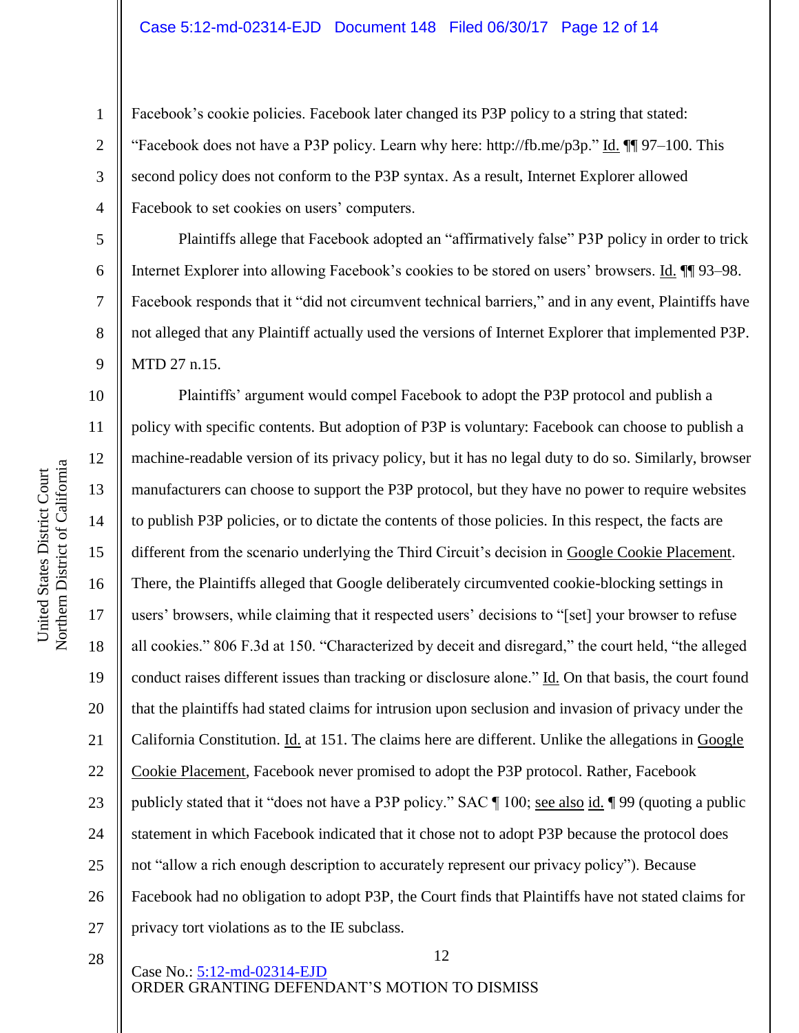Facebook's cookie policies. Facebook later changed its P3P policy to a string that stated: "Facebook does not have a P3P policy. Learn why here: http://fb.me/p3p." Id. ¶¶ 97–100. This second policy does not conform to the P3P syntax. As a result, Internet Explorer allowed Facebook to set cookies on users' computers.

Plaintiffs allege that Facebook adopted an "affirmatively false" P3P policy in order to trick Internet Explorer into allowing Facebook's cookies to be stored on users' browsers. Id. ¶¶ 93–98. Facebook responds that it "did not circumvent technical barriers," and in any event, Plaintiffs have not alleged that any Plaintiff actually used the versions of Internet Explorer that implemented P3P. MTD 27 n.15.

Plaintiffs' argument would compel Facebook to adopt the P3P protocol and publish a policy with specific contents. But adoption of P3P is voluntary: Facebook can choose to publish a machine-readable version of its privacy policy, but it has no legal duty to do so. Similarly, browser manufacturers can choose to support the P3P protocol, but they have no power to require websites to publish P3P policies, or to dictate the contents of those policies. In this respect, the facts are different from the scenario underlying the Third Circuit's decision in Google Cookie Placement. There, the Plaintiffs alleged that Google deliberately circumvented cookie-blocking settings in users' browsers, while claiming that it respected users' decisions to "[set] your browser to refuse all cookies." 806 F.3d at 150. "Characterized by deceit and disregard," the court held, "the alleged conduct raises different issues than tracking or disclosure alone." Id. On that basis, the court found that the plaintiffs had stated claims for intrusion upon seclusion and invasion of privacy under the California Constitution. Id. at 151. The claims here are different. Unlike the allegations in Google Cookie Placement, Facebook never promised to adopt the P3P protocol. Rather, Facebook publicly stated that it "does not have a P3P policy." SAC ¶ 100; see also id. ¶ 99 (quoting a public statement in which Facebook indicated that it chose not to adopt P3P because the protocol does not "allow a rich enough description to accurately represent our privacy policy"). Because Facebook had no obligation to adopt P3P, the Court finds that Plaintiffs have not stated claims for privacy tort violations as to the IE subclass.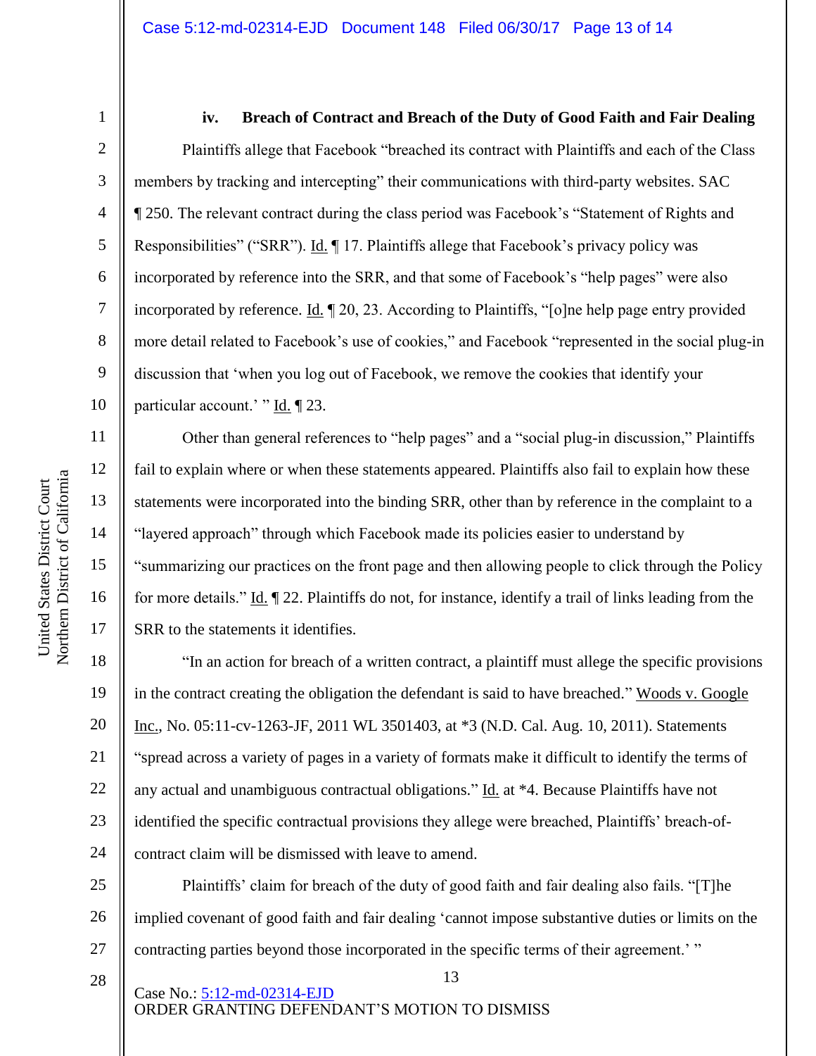### iv. Breach of Contract and Breach of the Duty of Good Faith and Fair Dealing

Plaintiffs allege that Facebook "breached its contract with Plaintiffs and each of the Class members by tracking and intercepting" their communications with third-party websites. SAC ¶ 250. The relevant contract during the class period was Facebook's "Statement of Rights and Responsibilities" ("SRR"). Id. ¶ 17. Plaintiffs allege that Facebook's privacy policy was incorporated by reference into the SRR, and that some of Facebook's "help pages" were also incorporated by reference. Id. ¶ 20, 23. According to Plaintiffs, "[o]ne help page entry provided more detail related to Facebook's use of cookies," and Facebook "represented in the social plug-in discussion that 'when you log out of Facebook, we remove the cookies that identify your particular account.' " Id. ¶ 23.

Other than general references to "help pages" and a "social plug-in discussion," Plaintiffs fail to explain where or when these statements appeared. Plaintiffs also fail to explain how these statements were incorporated into the binding SRR, other than by reference in the complaint to a "layered approach" through which Facebook made its policies easier to understand by "summarizing our practices on the front page and then allowing people to click through the Policy for more details." Id. ¶ 22. Plaintiffs do not, for instance, identify a trail of links leading from the SRR to the statements it identifies.

"In an action for breach of a written contract, a plaintiff must allege the specific provisions in the contract creating the obligation the defendant is said to have breached." Woods v. Google Inc., No. 05:11-cv-1263-JF, 2011 WL 3501403, at *3 (N.D. Cal. Aug. 10, 2011). Statements "spread across a variety of pages in a variety of formats make it difficult to identify the terms of any actual and unambiguous contractual obligations." Id. at *4. Because Plaintiffs have not identified the specific contractual provisions they allege were breached, Plaintiffs' breach-of-contract claim will be dismissed with leave to amend.

Plaintiffs' claim for breach of the duty of good faith and fair dealing also fails. "[T]he implied covenant of good faith and fair dealing 'cannot impose substantive duties or limits on the contracting parties beyond those incorporated in the specific terms of their agreement.' "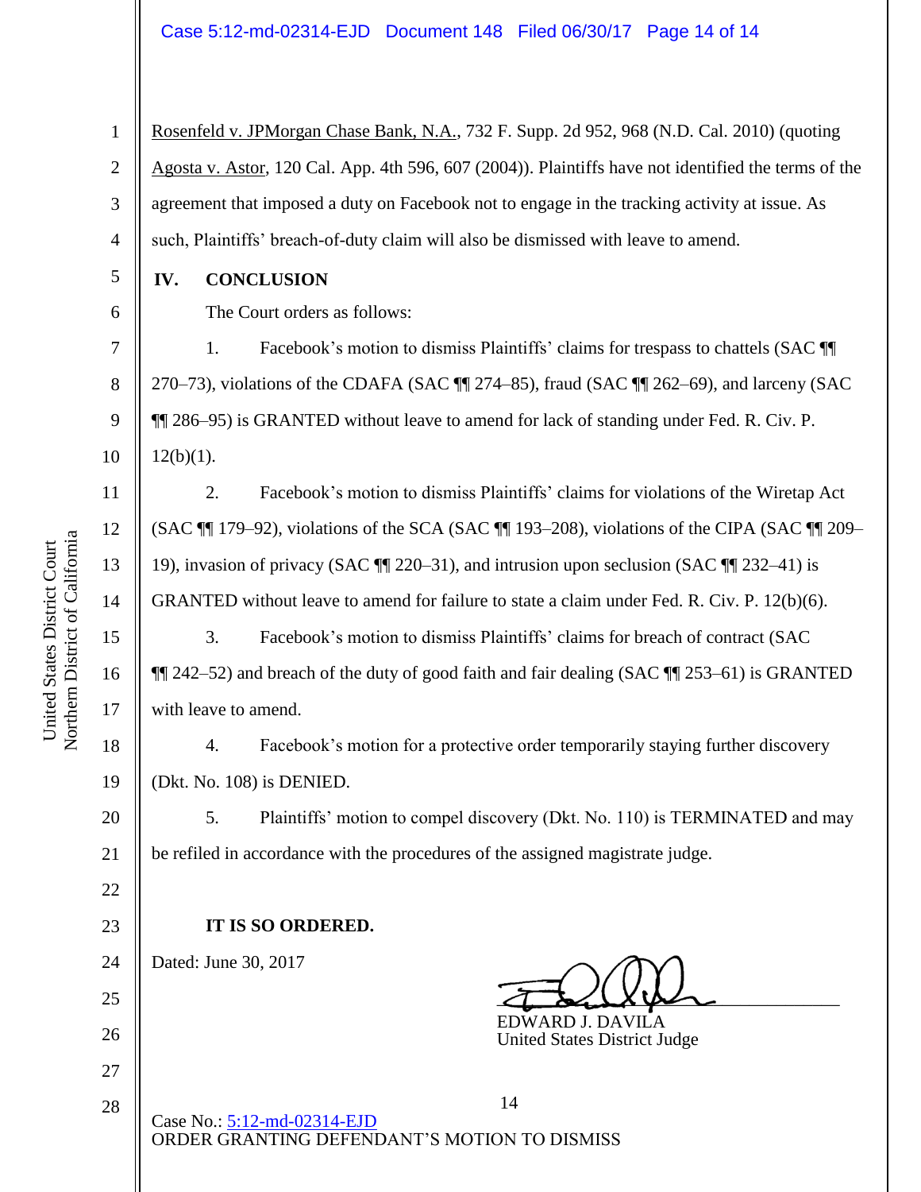Rosenfeld v. JPMorgan Chase Bank, N.A., 732 F. Supp. 2d 952, 968 (N.D. Cal. 2010) (quoting Agosta v. Astor, 120 Cal. App. 4th 596, 607 (2004)). Plaintiffs have not identified the terms of the agreement that imposed a duty on Facebook not to engage in the tracking activity at issue. As such, Plaintiffs' breach-of-duty claim will also be dismissed with leave to amend.

## IV. CONCLUSION

The Court orders as follows:

1. Facebook's motion to dismiss Plaintiffs' claims for trespass to chattels (SAC ¶¶ 270–73), violations of the CDAFA (SAC ¶¶ 274–85), fraud (SAC ¶¶ 262–69), and larceny (SAC ¶¶ 286–95) is GRANTED without leave to amend for lack of standing under Fed. R. Civ. P. 12(b)(1).

2. Facebook's motion to dismiss Plaintiffs' claims for violations of the Wiretap Act (SAC ¶¶ 179–92), violations of the SCA (SAC ¶¶ 193–208), violations of the CIPA (SAC ¶¶ 209–19), invasion of privacy (SAC ¶¶ 220–31), and intrusion upon seclusion (SAC ¶¶ 232–41) is GRANTED without leave to amend for failure to state a claim under Fed. R. Civ. P. 12(b)(6).

3. Facebook's motion to dismiss Plaintiffs' claims for breach of contract (SAC ¶¶ 242–52) and breach of the duty of good faith and fair dealing (SAC ¶¶ 253–61) is GRANTED with leave to amend.

4. Facebook's motion for a protective order temporarily staying further discovery (Dkt. No. 108) is DENIED.

5. Plaintiffs' motion to compel discovery (Dkt. No. 110) is TERMINATED and may be refiled in accordance with the procedures of the assigned magistrate judge.

**IT IS SO ORDERED.**

Dated: June 30, 2017

EDWARD J. DAVILA
United States District Judge

Case No.: 5:12-md-02314-EJD
ORDER GRANTING DEFENDANT'S MOTION TO DISMISS